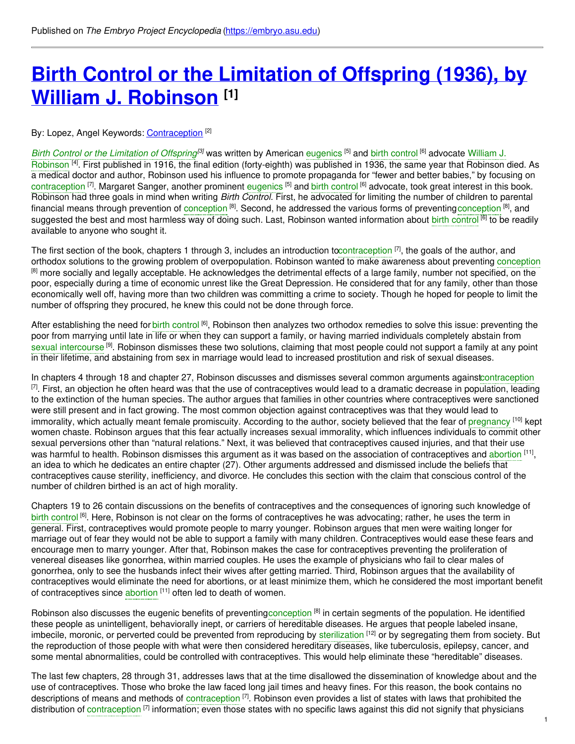Published on *The Embryo Project Encyclopedia* (https://embryo.asu.edu)

# Birth Control or the Limitation of Offspring (1936), by William J. Robinson [1]

By: Lopez, Angel Keywords: Contraception [2]

*Birth Control or the Limitation of Offspring*[3] was written by American eugenics [5] and birth control [6] advocate William J. Robinson [4]. First published in 1916, the final edition (forty-eighth) was published in 1936, the same year that Robinson died. As a medical doctor and author, Robinson used his influence to promote propaganda for "fewer and better babies," by focusing on contraception [7]. Margaret Sanger, another prominent eugenics [5] and birth control [6] advocate, took great interest in this book. Robinson had three goals in mind when writing *Birth Control*. First, he advocated for limiting the number of children to parental financial means through prevention of conception [8]. Second, he addressed the various forms of preventing conception [8], and suggested the best and most harmless way of doing such. Last, Robinson wanted information about birth control [6] to be readily available to anyone who sought it.

The first section of the book, chapters 1 through 3, includes an introduction to contraception [7], the goals of the author, and orthodox solutions to the growing problem of overpopulation. Robinson wanted to make awareness about preventing conception [8] more socially and legally acceptable. He acknowledges the detrimental effects of a large family, number not specified, on the poor, especially during a time of economic unrest like the Great Depression. He considered that for any family, other than those economically well off, having more than two children was committing a crime to society. Though he hoped for people to limit the number of offspring they procured, he knew this could not be done through force.

After establishing the need for birth control [6], Robinson then analyzes two orthodox remedies to solve this issue: preventing the poor from marrying until late in life or when they can support a family, or having married individuals completely abstain from sexual intercourse [9]. Robinson dismisses these two solutions, claiming that most people could not support a family at any point in their lifetime, and abstaining from sex in marriage would lead to increased prostitution and risk of sexual diseases.

In chapters 4 through 18 and chapter 27, Robinson discusses and dismisses several common arguments against contraception [7]. First, an objection he often heard was that the use of contraceptives would lead to a dramatic decrease in population, leading to the extinction of the human species. The author argues that families in other countries where contraceptives were sanctioned were still present and in fact growing. The most common objection against contraceptives was that they would lead to immorality, which actually meant female promiscuity. According to the author, society believed that the fear of pregnancy [10] kept women chaste. Robinson argues that this fear actually increases sexual immorality, which influences individuals to commit other sexual perversions other than "natural relations." Next, it was believed that contraceptives caused injuries, and that their use was harmful to health. Robinson dismisses this argument as it was based on the association of contraceptives and abortion [11], an idea to which he dedicates an entire chapter (27). Other arguments addressed and dismissed include the beliefs that contraceptives cause sterility, inefficiency, and divorce. He concludes this section with the claim that conscious control of the number of children birthed is an act of high morality.

Chapters 19 to 26 contain discussions on the benefits of contraceptives and the consequences of ignoring such knowledge of birth control [6]. Here, Robinson is not clear on the forms of contraceptives he was advocating; rather, he uses the term in general. First, contraceptives would promote people to marry younger. Robinson argues that men were waiting longer for marriage out of fear they would not be able to support a family with many children. Contraceptives would ease these fears and encourage men to marry younger. After that, Robinson makes the case for contraceptives preventing the proliferation of venereal diseases like gonorrhea, within married couples. He uses the example of physicians who fail to clear males of gonorrhea, only to see the husbands infect their wives after getting married. Third, Robinson argues that the availability of contraceptives would eliminate the need for abortions, or at least minimize them, which he considered the most important benefit of contraceptives since abortion [11] often led to death of women.

Robinson also discusses the eugenic benefits of preventing conception [8] in certain segments of the population. He identified these people as unintelligent, behaviorally inept, or carriers of hereditable diseases. He argues that people labeled insane, imbecile, moronic, or perverted could be prevented from reproducing by sterilization [12] or by segregating them from society. But the reproduction of those people with what were then considered hereditary diseases, like tuberculosis, epilepsy, cancer, and some mental abnormalities, could be controlled with contraceptives. This would help eliminate these "hereditable" diseases.

The last few chapters, 28 through 31, addresses laws that at the time disallowed the dissemination of knowledge about and the use of contraceptives. Those who broke the law faced long jail times and heavy fines. For this reason, the book contains no descriptions of means and methods of contraception [7]. Robinson even provides a list of states with laws that prohibited the distribution of contraception [7] information; even those states with no specific laws against this did not signify that physicians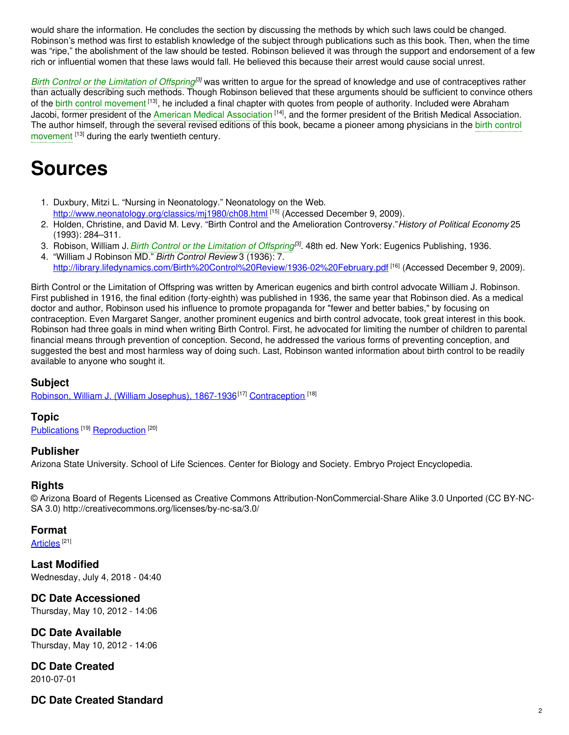would share the information. He concludes the section by discussing the methods by which such laws could be changed. Robinson's method was first to establish knowledge of the subject through publications such as this book. Then, when the time was "ripe," the abolishment of the law should be tested. Robinson believed it was through the support and endorsement of a few rich or influential women that these laws would fall. He believed this because their arrest would cause social unrest.

*Birth Control or the Limitation of Offspring*[3] was written to argue for the spread of knowledge and use of contraceptives rather than actually describing such methods. Though Robinson believed that these arguments should be sufficient to convince others of the birth control movement [13], he included a final chapter with quotes from people of authority. Included were Abraham Jacobi, former president of the American Medical Association [14], and the former president of the British Medical Association. The author himself, through the several revised editions of this book, became a pioneer among physicians in the birth control movement [13] during the early twentieth century.

# Sources

1. Duxbury, Mitzi L. "Nursing in Neonatology." Neonatology on the Web. http://www.neonatology.org/classics/mj1980/ch08.html [15] (Accessed December 9, 2009).
2. Holden, Christine, and David M. Levy. "Birth Control and the Amelioration Controversy." *History of Political Economy* 25 (1993): 284–311.
3. Robison, William J. *Birth Control or the Limitation of Offspring*[3]. 48th ed. New York: Eugenics Publishing, 1936.
4. "William J Robinson MD." *Birth Control Review* 3 (1936): 7. http://library.lifedynamics.com/Birth%20Control%20Review/1936-02%20February.pdf [16] (Accessed December 9, 2009).

Birth Control or the Limitation of Offspring was written by American eugenics and birth control advocate William J. Robinson. First published in 1916, the final edition (forty-eighth) was published in 1936, the same year that Robinson died. As a medical doctor and author, Robinson used his influence to promote propaganda for "fewer and better babies," by focusing on contraception. Even Margaret Sanger, another prominent eugenics and birth control advocate, took great interest in this book. Robinson had three goals in mind when writing Birth Control. First, he advocated for limiting the number of children to parental financial means through prevention of conception. Second, he addressed the various forms of preventing conception, and suggested the best and most harmless way of doing such. Last, Robinson wanted information about birth control to be readily available to anyone who sought it.

### Subject

Robinson, William J. (William Josephus), 1867-1936[17] Contraception [18]

### Topic

Publications [19] Reproduction [20]

### Publisher

Arizona State University. School of Life Sciences. Center for Biology and Society. Embryo Project Encyclopedia.

### Rights

© Arizona Board of Regents Licensed as Creative Commons Attribution-NonCommercial-Share Alike 3.0 Unported (CC BY-NC-SA 3.0) http://creativecommons.org/licenses/by-nc-sa/3.0/

### Format

Articles [21]

### Last Modified

Wednesday, July 4, 2018 - 04:40

### DC Date Accessioned

Thursday, May 10, 2012 - 14:06

### DC Date Available

Thursday, May 10, 2012 - 14:06

### DC Date Created

2010-07-01

### DC Date Created Standard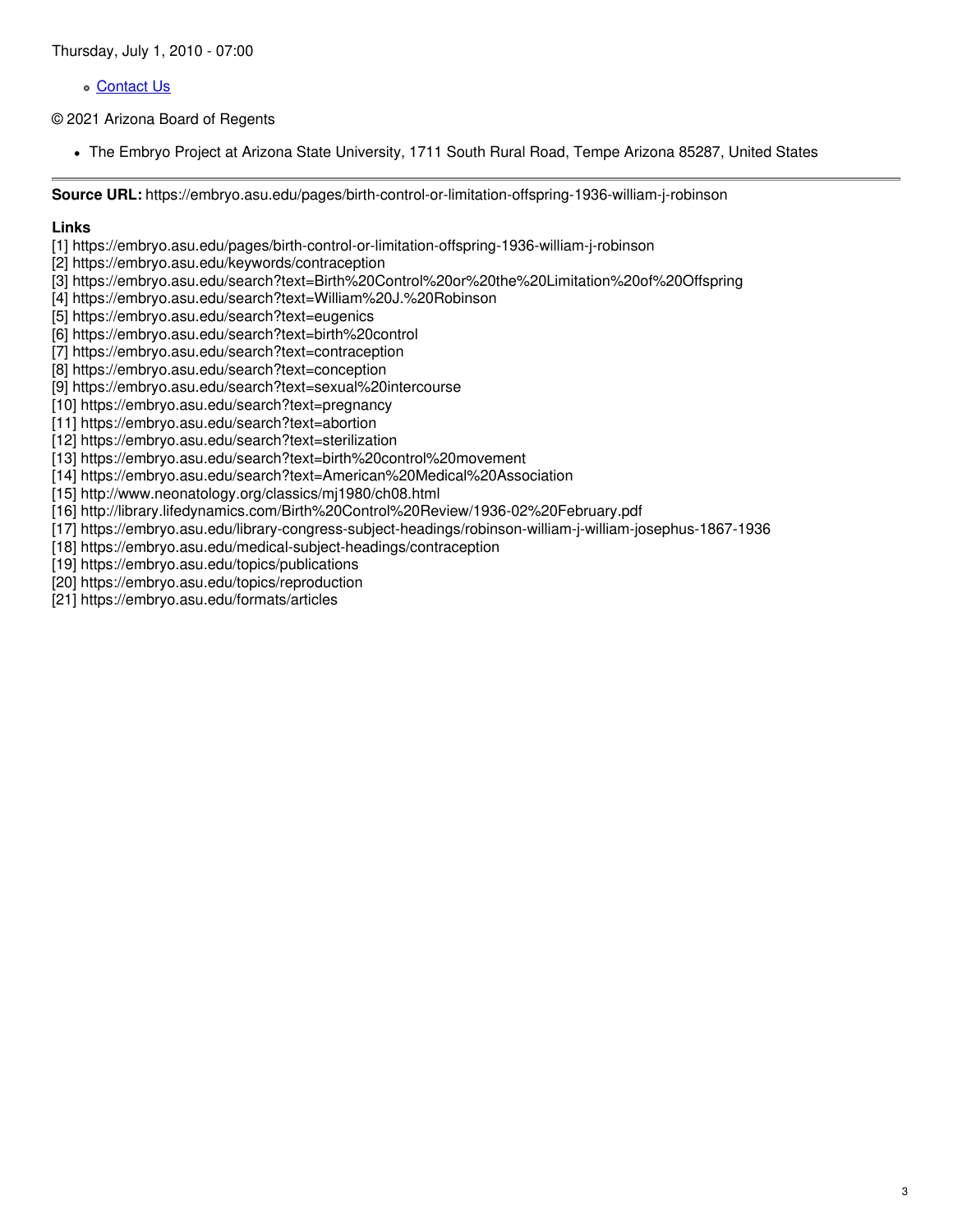Thursday, July 1, 2010 - 07:00

- Contact Us

© 2021 Arizona Board of Regents

- The Embryo Project at Arizona State University, 1711 South Rural Road, Tempe Arizona 85287, United States

---

**Source URL:** https://embryo.asu.edu/pages/birth-control-or-limitation-offspring-1936-william-j-robinson

**Links**

[1] https://embryo.asu.edu/pages/birth-control-or-limitation-offspring-1936-william-j-robinson
[2] https://embryo.asu.edu/keywords/contraception
[3] https://embryo.asu.edu/search?text=Birth%20Control%20or%20the%20Limitation%20of%20Offspring
[4] https://embryo.asu.edu/search?text=William%20J.%20Robinson
[5] https://embryo.asu.edu/search?text=eugenics
[6] https://embryo.asu.edu/search?text=birth%20control
[7] https://embryo.asu.edu/search?text=contraception
[8] https://embryo.asu.edu/search?text=conception
[9] https://embryo.asu.edu/search?text=sexual%20intercourse
[10] https://embryo.asu.edu/search?text=pregnancy
[11] https://embryo.asu.edu/search?text=abortion
[12] https://embryo.asu.edu/search?text=sterilization
[13] https://embryo.asu.edu/search?text=birth%20control%20movement
[14] https://embryo.asu.edu/search?text=American%20Medical%20Association
[15] http://www.neonatology.org/classics/mj1980/ch08.html
[16] http://library.lifedynamics.com/Birth%20Control%20Review/1936-02%20February.pdf
[17] https://embryo.asu.edu/library-congress-subject-headings/robinson-william-j-william-josephus-1867-1936
[18] https://embryo.asu.edu/medical-subject-headings/contraception
[19] https://embryo.asu.edu/topics/publications
[20] https://embryo.asu.edu/topics/reproduction
[21] https://embryo.asu.edu/formats/articles